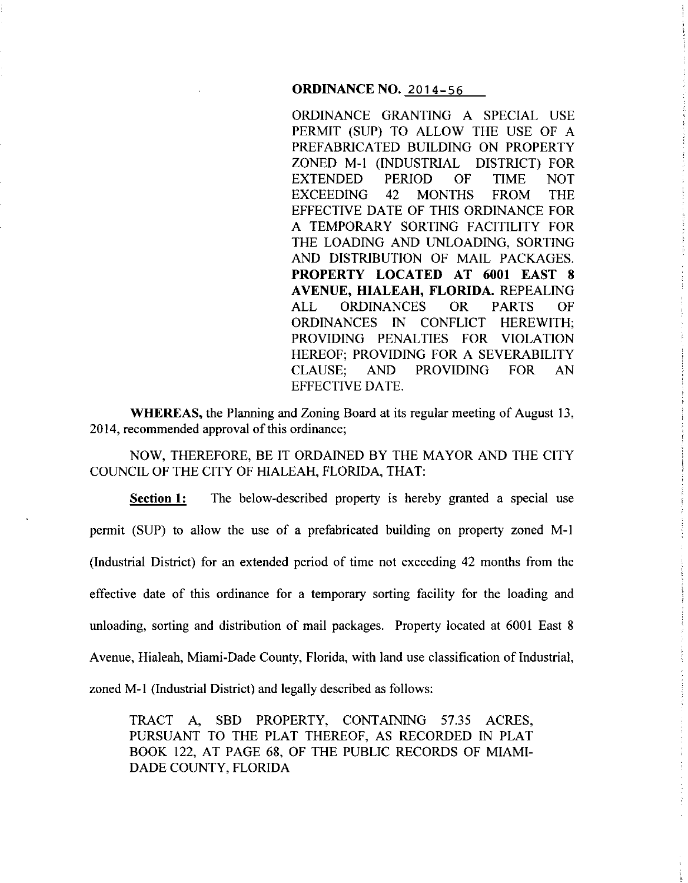**ORDINANCE NO. 2014-56**

ORDINANCE GRANTING A SPECIAL USE PERMIT (SUP) TO ALLOW THE USE OF A PREFABRICATED BUILDING ON PROPERTY ZONED M-1 (INDUSTRIAL DISTRICT) FOR EXTENDED PERIOD OF TIME NOT EXCEEDING 42 MONTHS FROM THE EFFECTIVE DATE OF THIS ORDINANCE FOR A TEMPORARY SORTING FACITILITY FOR THE LOADING AND UNLOADING, SORTING AND DISTRIBUTION OF MAIL PACKAGES. **PROPERTY LOCATED AT 6001 EAST 8 AVENUE, HIALEAH, FLORIDA.** REPEALING ALL ORDINANCES OR PARTS OF ORDINANCES IN CONFLICT HEREWITH; PROVIDING PENALTIES FOR VIOLATION HEREOF; PROVIDING FOR A SEVERABILITY CLAUSE; AND PROVIDING FOR AN EFFECTIVE DATE.

**WHEREAS,** the Planning and Zoning Board at its regular meeting of August 13, 2014, recommended approval of this ordinance;

NOW, THEREFORE, BE IT ORDAINED BY THE MAYOR AND THE CITY COUNCIL OF THE CITY OF HIALEAH, FLORIDA, THAT:

**Section 1:** The below-described property is hereby granted a special use permit (SUP) to allow the use of a prefabricated building on property zoned M-1 (Industrial District) for an extended period of time not exceeding 42 months from the effective date of this ordinance for a temporary sorting facility for the loading and unloading, sorting and distribution of mail packages. Property located at 6001 East 8 Avenue, Hialeah, Miami-Dade County, Florida, with land use classification of Industrial, zoned M-1 (Industrial District) and legally described as follows:

TRACT A, SBD PROPERTY, CONTAINING 57.35 ACRES, PURSUANT TO THE PLAT THEREOF, AS RECORDED IN PLAT BOOK 122, AT PAGE 68, OF THE PUBLIC RECORDS OF MIAMI-DADE COUNTY, FLORIDA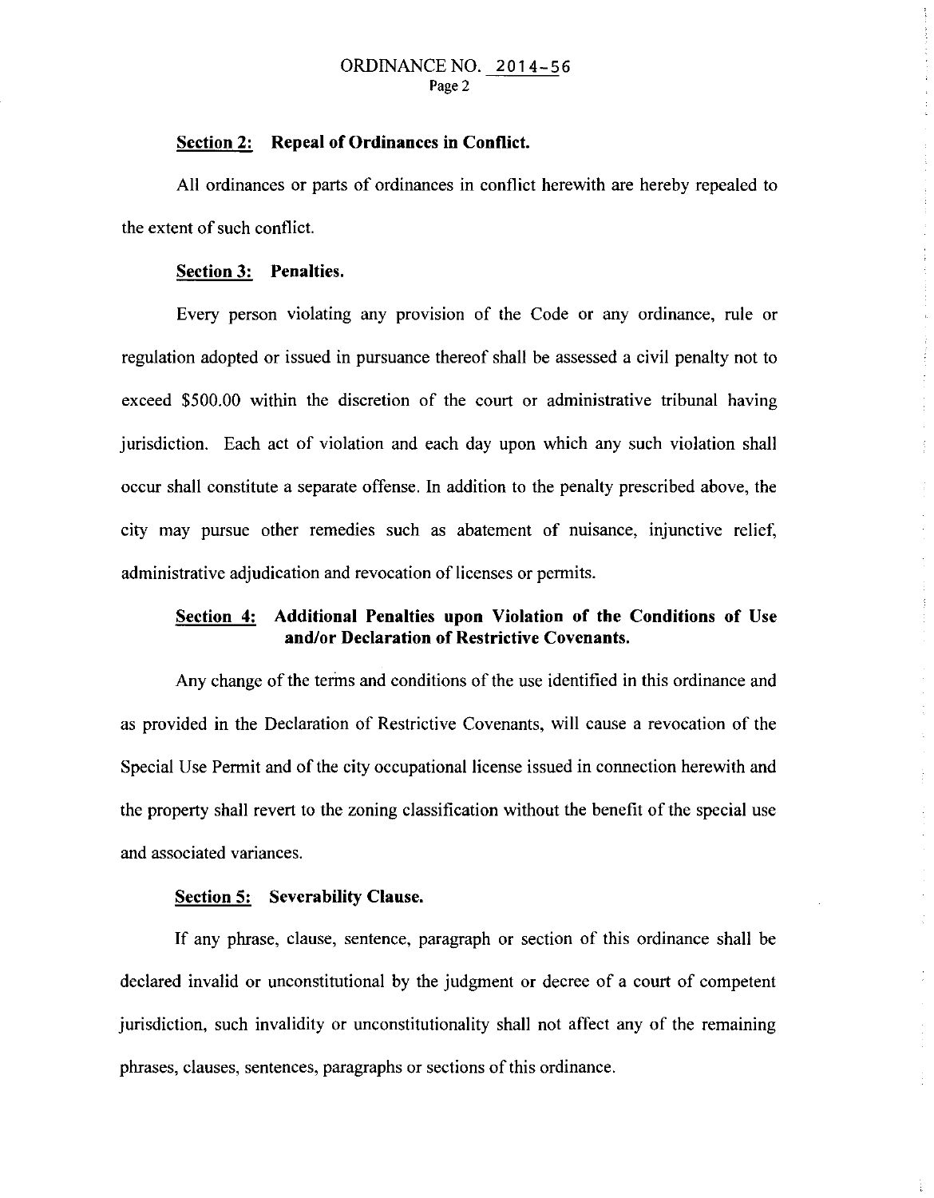**Section 2: Repeal of Ordinances in Conflict.**

All ordinances or parts of ordinances in conflict herewith are hereby repealed to the extent of such conflict.

**Section 3: Penalties.**

Every person violating any provision of the Code or any ordinance, rule or regulation adopted or issued in pursuance thereof shall be assessed a civil penalty not to exceed $500.00 within the discretion of the court or administrative tribunal having jurisdiction. Each act of violation and each day upon which any such violation shall occur shall constitute a separate offense. In addition to the penalty prescribed above, the city may pursue other remedies such as abatement of nuisance, injunctive relief, administrative adjudication and revocation of licenses or permits.

**Section 4: Additional Penalties upon Violation of the Conditions of Use and/or Declaration of Restrictive Covenants.**

Any change of the terms and conditions of the use identified in this ordinance and as provided in the Declaration of Restrictive Covenants, will cause a revocation of the Special Use Permit and of the city occupational license issued in connection herewith and the property shall revert to the zoning classification without the benefit of the special use and associated variances.

**Section 5: Severability Clause.**

If any phrase, clause, sentence, paragraph or section of this ordinance shall be declared invalid or unconstitutional by the judgment or decree of a court of competent jurisdiction, such invalidity or unconstitutionality shall not affect any of the remaining phrases, clauses, sentences, paragraphs or sections of this ordinance.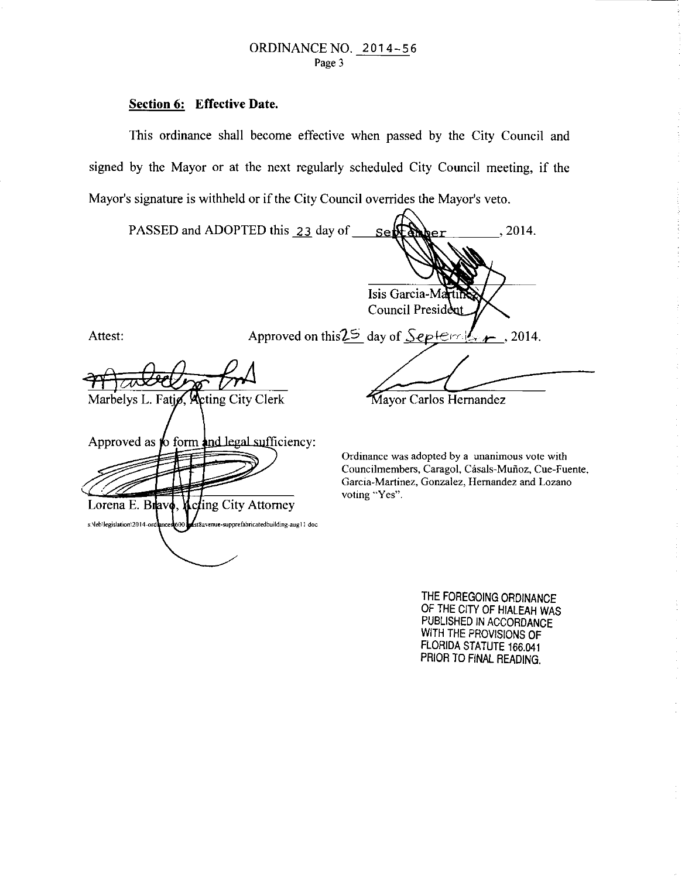ORDINANCE NO. 2014-56

**Section 6: Effective Date.**

This ordinance shall become effective when passed by the City Council and signed by the Mayor or at the next regularly scheduled City Council meeting, if the Mayor's signature is withheld or if the City Council overrides the Mayor's veto.

PASSED and ADOPTED this 23 day of September, 2014.

Isis Garcia-Martinez
Council President

Attest:

Approved on this 25 day of September, 2014.

Marbelys L. Fatjo, Acting City Clerk

Mayor Carlos Hernandez

Approved as to form and legal sufficiency:

Lorena E. Bravo, Acting City Attorney

s:\leb\legislation\2014-ordinances\600 east8avenue-supprefabricatedbuilding-aug11.doc

Ordinance was adopted by a unanimous vote with Councilmembers, Caragol, Cásals-Muñoz, Cue-Fuente, Garcia-Martinez, Gonzalez, Hernandez and Lozano voting "Yes".

THE FOREGOING ORDINANCE OF THE CITY OF HIALEAH WAS PUBLISHED IN ACCORDANCE WITH THE PROVISIONS OF FLORIDA STATUTE 166.041 PRIOR TO FINAL READING.